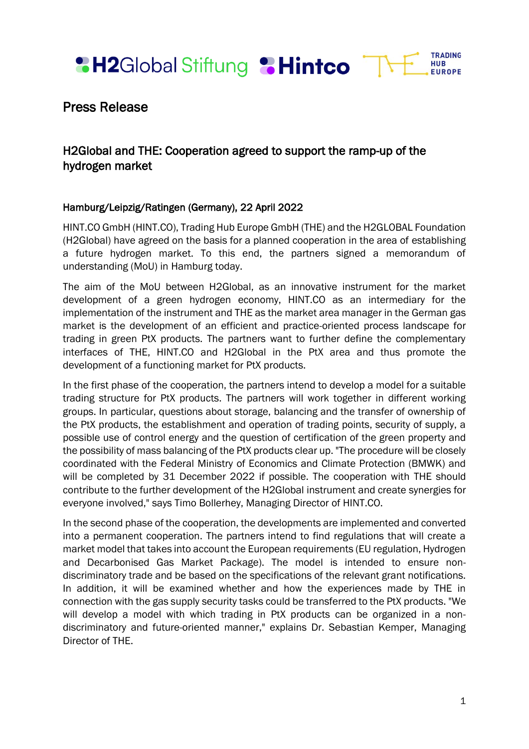# Press Release

## H2Global and THE: Cooperation agreed to support the ramp-up of the hydrogen market

**Hamburg/Leipzig/Ratingen (Germany), 22 April 2022**

HINT.CO GmbH (HINT.CO), Trading Hub Europe GmbH (THE) and the H2GLOBAL Foundation (H2Global) have agreed on the basis for a planned cooperation in the area of establishing a future hydrogen market. To this end, the partners signed a memorandum of understanding (MoU) in Hamburg today.

The aim of the MoU between H2Global, as an innovative instrument for the market development of a green hydrogen economy, HINT.CO as an intermediary for the implementation of the instrument and THE as the market area manager in the German gas market is the development of an efficient and practice-oriented process landscape for trading in green PtX products. The partners want to further define the complementary interfaces of THE, HINT.CO and H2Global in the PtX area and thus promote the development of a functioning market for PtX products.

In the first phase of the cooperation, the partners intend to develop a model for a suitable trading structure for PtX products. The partners will work together in different working groups. In particular, questions about storage, balancing and the transfer of ownership of the PtX products, the establishment and operation of trading points, security of supply, a possible use of control energy and the question of certification of the green property and the possibility of mass balancing of the PtX products clear up. "The procedure will be closely coordinated with the Federal Ministry of Economics and Climate Protection (BMWK) and will be completed by 31 December 2022 if possible. The cooperation with THE should contribute to the further development of the H2Global instrument and create synergies for everyone involved," says Timo Bollerhey, Managing Director of HINT.CO.

In the second phase of the cooperation, the developments are implemented and converted into a permanent cooperation. The partners intend to find regulations that will create a market model that takes into account the European requirements (EU regulation, Hydrogen and Decarbonised Gas Market Package). The model is intended to ensure non-discriminatory trade and be based on the specifications of the relevant grant notifications. In addition, it will be examined whether and how the experiences made by THE in connection with the gas supply security tasks could be transferred to the PtX products. "We will develop a model with which trading in PtX products can be organized in a non-discriminatory and future-oriented manner," explains Dr. Sebastian Kemper, Managing Director of THE.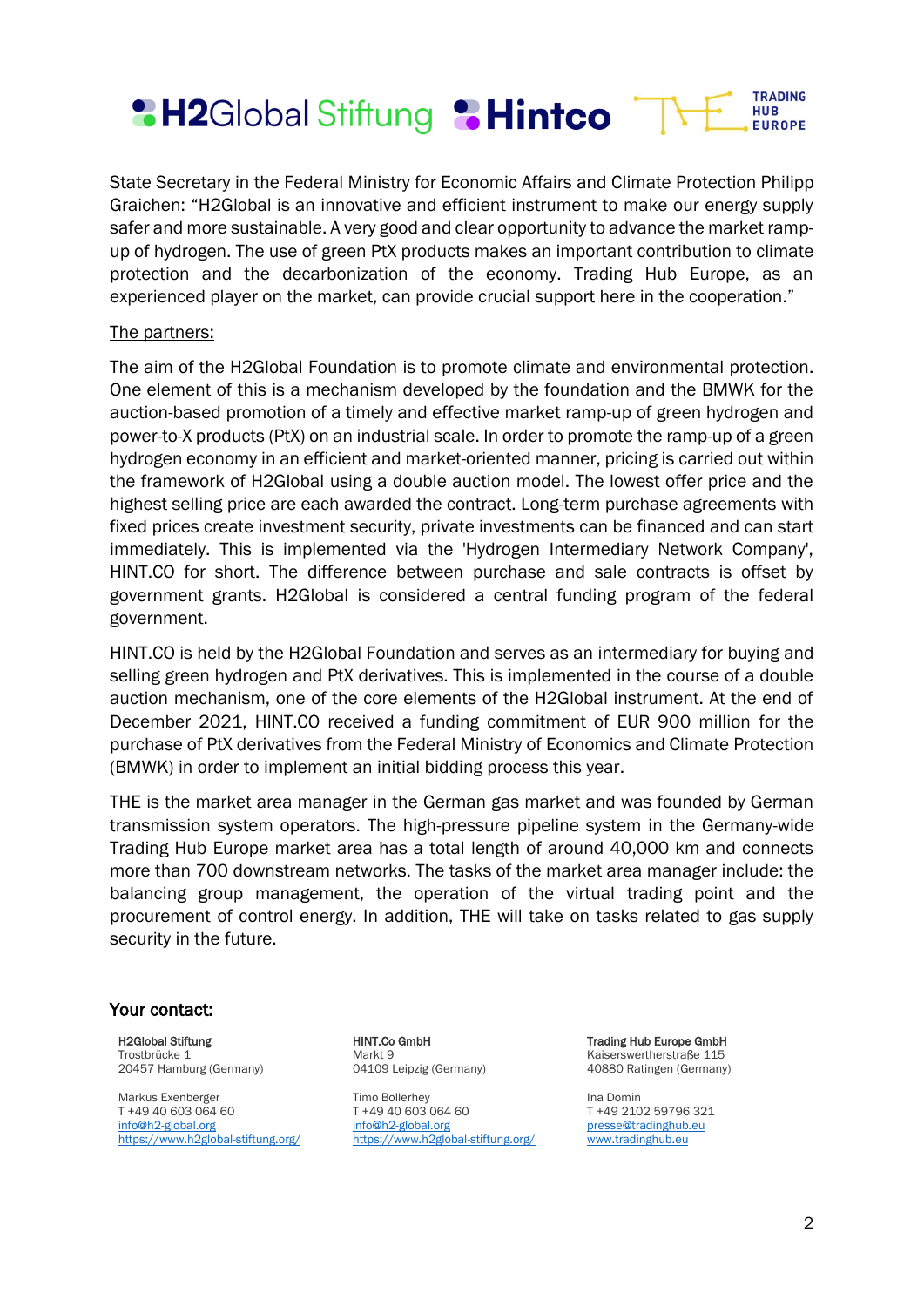State Secretary in the Federal Ministry for Economic Affairs and Climate Protection Philipp Graichen: "H2Global is an innovative and efficient instrument to make our energy supply safer and more sustainable. A very good and clear opportunity to advance the market ramp-up of hydrogen. The use of green PtX products makes an important contribution to climate protection and the decarbonization of the economy. Trading Hub Europe, as an experienced player on the market, can provide crucial support here in the cooperation."

The partners:

The aim of the H2Global Foundation is to promote climate and environmental protection. One element of this is a mechanism developed by the foundation and the BMWK for the auction-based promotion of a timely and effective market ramp-up of green hydrogen and power-to-X products (PtX) on an industrial scale. In order to promote the ramp-up of a green hydrogen economy in an efficient and market-oriented manner, pricing is carried out within the framework of H2Global using a double auction model. The lowest offer price and the highest selling price are each awarded the contract. Long-term purchase agreements with fixed prices create investment security, private investments can be financed and can start immediately. This is implemented via the 'Hydrogen Intermediary Network Company', HINT.CO for short. The difference between purchase and sale contracts is offset by government grants. H2Global is considered a central funding program of the federal government.

HINT.CO is held by the H2Global Foundation and serves as an intermediary for buying and selling green hydrogen and PtX derivatives. This is implemented in the course of a double auction mechanism, one of the core elements of the H2Global instrument. At the end of December 2021, HINT.CO received a funding commitment of EUR 900 million for the purchase of PtX derivatives from the Federal Ministry of Economics and Climate Protection (BMWK) in order to implement an initial bidding process this year.

THE is the market area manager in the German gas market and was founded by German transmission system operators. The high-pressure pipeline system in the Germany-wide Trading Hub Europe market area has a total length of around 40,000 km and connects more than 700 downstream networks. The tasks of the market area manager include: the balancing group management, the operation of the virtual trading point and the procurement of control energy. In addition, THE will take on tasks related to gas supply security in the future.

## Your contact:

**H2Global Stiftung**
Trostbrücke 1
20457 Hamburg (Germany)

Markus Exenberger
T +49 40 603 064 60
info@h2-global.org
https://www.h2global-stiftung.org/

**HINT.Co GmbH**
Markt 9
04109 Leipzig (Germany)

Timo Bollerhey
T +49 40 603 064 60
info@h2-global.org
https://www.h2global-stiftung.org/

**Trading Hub Europe GmbH**
Kaiserswertherstraße 115
40880 Ratingen (Germany)

Ina Domin
T +49 2102 59796 321
presse@tradinghub.eu
www.tradinghub.eu